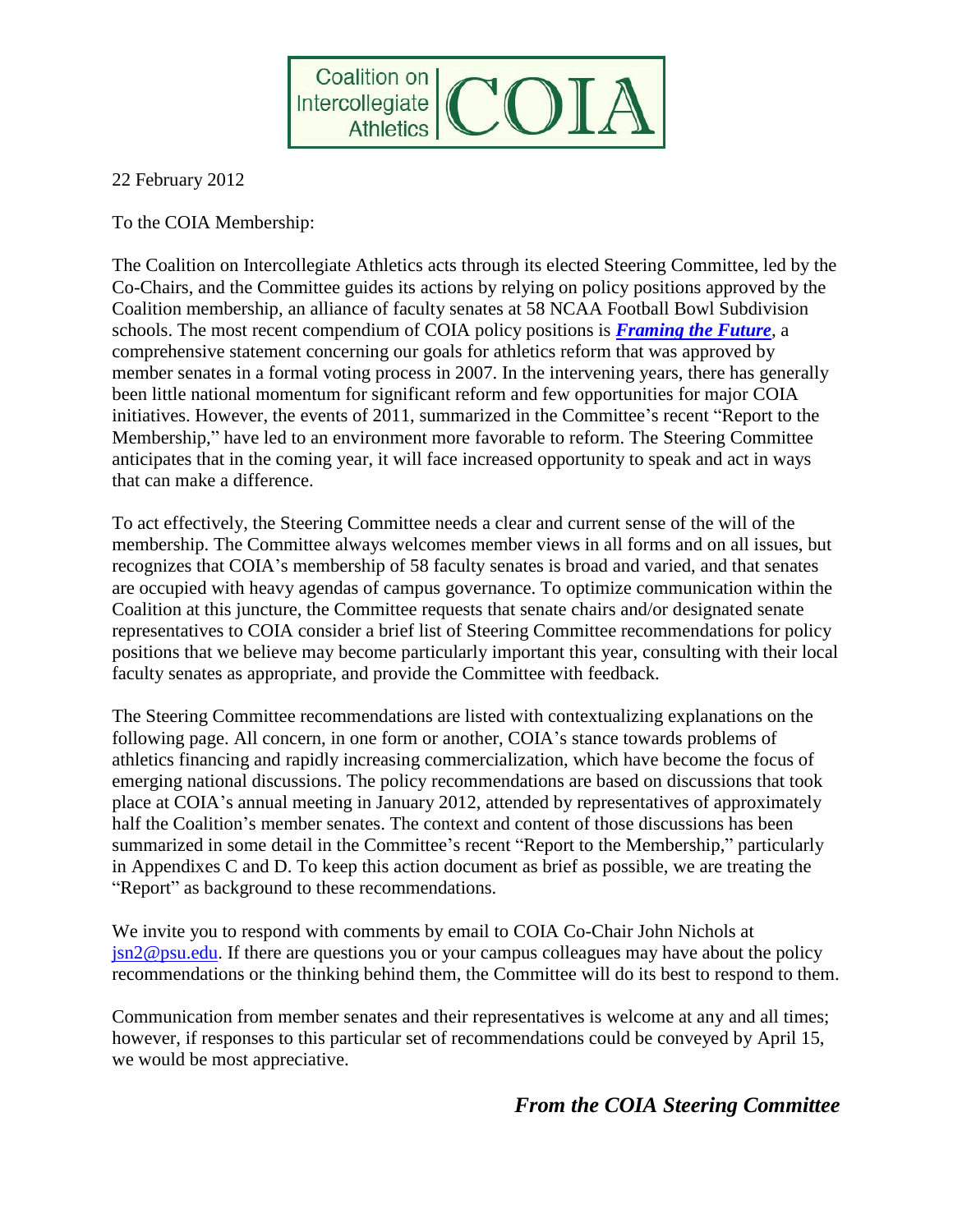Coalition on Intercollegiate Athletics | COIA

22 February 2012

To the COIA Membership:

The Coalition on Intercollegiate Athletics acts through its elected Steering Committee, led by the Co-Chairs, and the Committee guides its actions by relying on policy positions approved by the Coalition membership, an alliance of faculty senates at 58 NCAA Football Bowl Subdivision schools. The most recent compendium of COIA policy positions is ***Framing the Future***, a comprehensive statement concerning our goals for athletics reform that was approved by member senates in a formal voting process in 2007. In the intervening years, there has generally been little national momentum for significant reform and few opportunities for major COIA initiatives. However, the events of 2011, summarized in the Committee's recent "Report to the Membership," have led to an environment more favorable to reform. The Steering Committee anticipates that in the coming year, it will face increased opportunity to speak and act in ways that can make a difference.

To act effectively, the Steering Committee needs a clear and current sense of the will of the membership. The Committee always welcomes member views in all forms and on all issues, but recognizes that COIA's membership of 58 faculty senates is broad and varied, and that senates are occupied with heavy agendas of campus governance. To optimize communication within the Coalition at this juncture, the Committee requests that senate chairs and/or designated senate representatives to COIA consider a brief list of Steering Committee recommendations for policy positions that we believe may become particularly important this year, consulting with their local faculty senates as appropriate, and provide the Committee with feedback.

The Steering Committee recommendations are listed with contextualizing explanations on the following page. All concern, in one form or another, COIA's stance towards problems of athletics financing and rapidly increasing commercialization, which have become the focus of emerging national discussions. The policy recommendations are based on discussions that took place at COIA's annual meeting in January 2012, attended by representatives of approximately half the Coalition's member senates. The context and content of those discussions has been summarized in some detail in the Committee's recent "Report to the Membership," particularly in Appendixes C and D. To keep this action document as brief as possible, we are treating the "Report" as background to these recommendations.

We invite you to respond with comments by email to COIA Co-Chair John Nichols at jsn2@psu.edu. If there are questions you or your campus colleagues may have about the policy recommendations or the thinking behind them, the Committee will do its best to respond to them.

Communication from member senates and their representatives is welcome at any and all times; however, if responses to this particular set of recommendations could be conveyed by April 15, we would be most appreciative.

***From the COIA Steering Committee***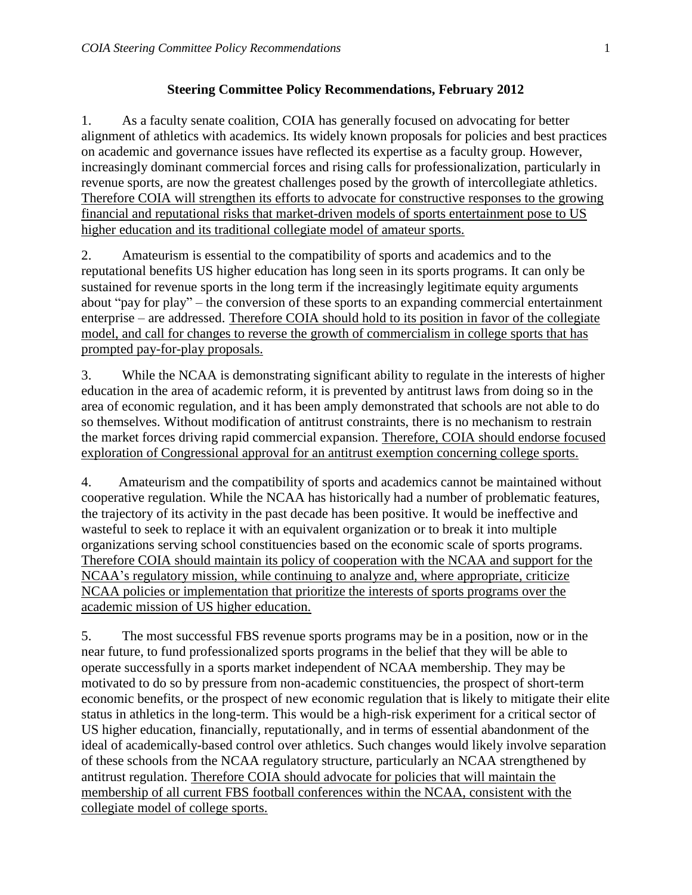## Steering Committee Policy Recommendations, February 2012

1. As a faculty senate coalition, COIA has generally focused on advocating for better alignment of athletics with academics. Its widely known proposals for policies and best practices on academic and governance issues have reflected its expertise as a faculty group. However, increasingly dominant commercial forces and rising calls for professionalization, particularly in revenue sports, are now the greatest challenges posed by the growth of intercollegiate athletics. <u>Therefore COIA will strengthen its efforts to advocate for constructive responses to the growing financial and reputational risks that market-driven models of sports entertainment pose to US higher education and its traditional collegiate model of amateur sports.</u>

2. Amateurism is essential to the compatibility of sports and academics and to the reputational benefits US higher education has long seen in its sports programs. It can only be sustained for revenue sports in the long term if the increasingly legitimate equity arguments about "pay for play" – the conversion of these sports to an expanding commercial entertainment enterprise – are addressed. <u>Therefore COIA should hold to its position in favor of the collegiate model, and call for changes to reverse the growth of commercialism in college sports that has prompted pay-for-play proposals.</u>

3. While the NCAA is demonstrating significant ability to regulate in the interests of higher education in the area of academic reform, it is prevented by antitrust laws from doing so in the area of economic regulation, and it has been amply demonstrated that schools are not able to do so themselves. Without modification of antitrust constraints, there is no mechanism to restrain the market forces driving rapid commercial expansion. <u>Therefore, COIA should endorse focused exploration of Congressional approval for an antitrust exemption concerning college sports.</u>

4. Amateurism and the compatibility of sports and academics cannot be maintained without cooperative regulation. While the NCAA has historically had a number of problematic features, the trajectory of its activity in the past decade has been positive. It would be ineffective and wasteful to seek to replace it with an equivalent organization or to break it into multiple organizations serving school constituencies based on the economic scale of sports programs. <u>Therefore COIA should maintain its policy of cooperation with the NCAA and support for the NCAA's regulatory mission, while continuing to analyze and, where appropriate, criticize NCAA policies or implementation that prioritize the interests of sports programs over the academic mission of US higher education.</u>

5. The most successful FBS revenue sports programs may be in a position, now or in the near future, to fund professionalized sports programs in the belief that they will be able to operate successfully in a sports market independent of NCAA membership. They may be motivated to do so by pressure from non-academic constituencies, the prospect of short-term economic benefits, or the prospect of new economic regulation that is likely to mitigate their elite status in athletics in the long-term. This would be a high-risk experiment for a critical sector of US higher education, financially, reputationally, and in terms of essential abandonment of the ideal of academically-based control over athletics. Such changes would likely involve separation of these schools from the NCAA regulatory structure, particularly an NCAA strengthened by antitrust regulation. <u>Therefore COIA should advocate for policies that will maintain the membership of all current FBS football conferences within the NCAA, consistent with the collegiate model of college sports.</u>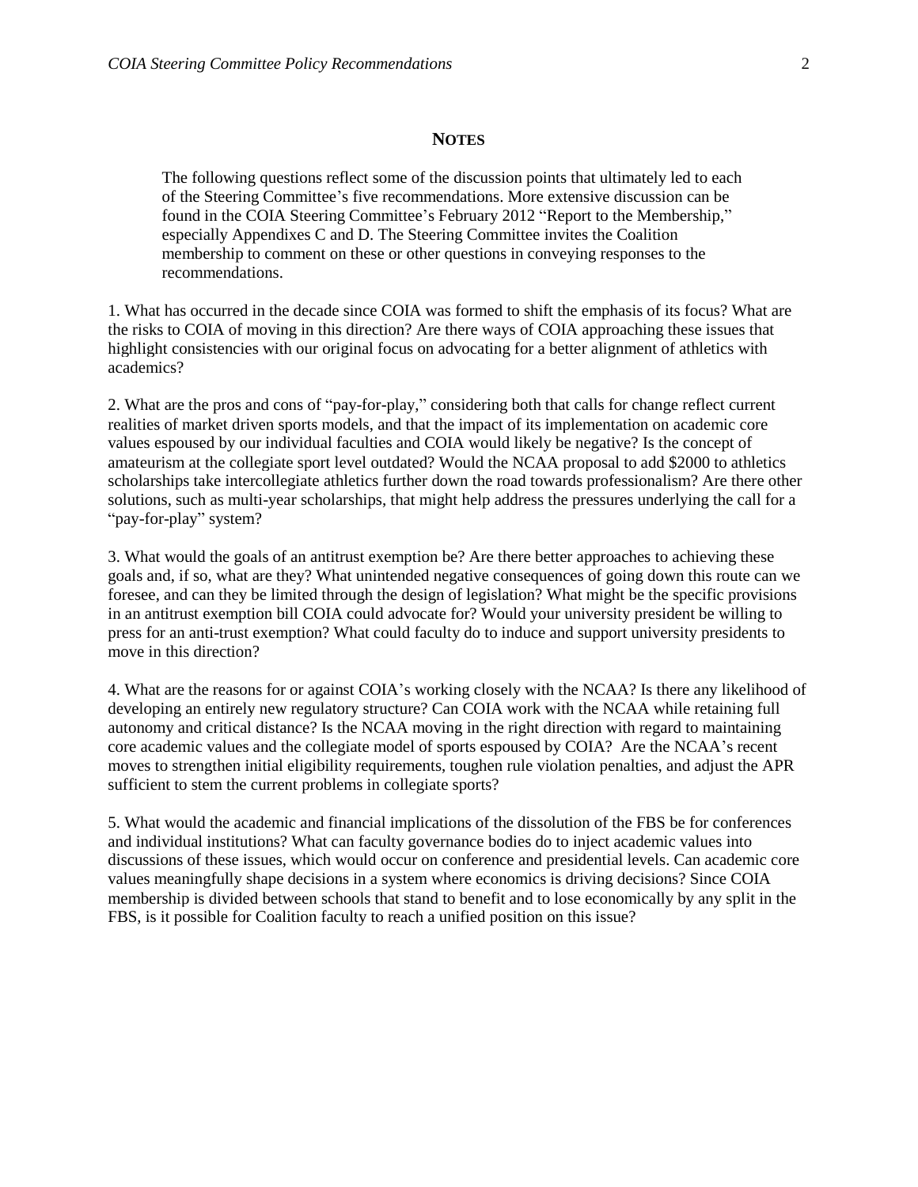## NOTES

> The following questions reflect some of the discussion points that ultimately led to each of the Steering Committee's five recommendations. More extensive discussion can be found in the COIA Steering Committee's February 2012 "Report to the Membership," especially Appendixes C and D. The Steering Committee invites the Coalition membership to comment on these or other questions in conveying responses to the recommendations.

1. What has occurred in the decade since COIA was formed to shift the emphasis of its focus? What are the risks to COIA of moving in this direction? Are there ways of COIA approaching these issues that highlight consistencies with our original focus on advocating for a better alignment of athletics with academics?

2. What are the pros and cons of "pay-for-play," considering both that calls for change reflect current realities of market driven sports models, and that the impact of its implementation on academic core values espoused by our individual faculties and COIA would likely be negative? Is the concept of amateurism at the collegiate sport level outdated? Would the NCAA proposal to add $2000 to athletics scholarships take intercollegiate athletics further down the road towards professionalism? Are there other solutions, such as multi-year scholarships, that might help address the pressures underlying the call for a "pay-for-play" system?

3. What would the goals of an antitrust exemption be? Are there better approaches to achieving these goals and, if so, what are they? What unintended negative consequences of going down this route can we foresee, and can they be limited through the design of legislation? What might be the specific provisions in an antitrust exemption bill COIA could advocate for? Would your university president be willing to press for an anti-trust exemption? What could faculty do to induce and support university presidents to move in this direction?

4. What are the reasons for or against COIA's working closely with the NCAA? Is there any likelihood of developing an entirely new regulatory structure? Can COIA work with the NCAA while retaining full autonomy and critical distance? Is the NCAA moving in the right direction with regard to maintaining core academic values and the collegiate model of sports espoused by COIA? Are the NCAA's recent moves to strengthen initial eligibility requirements, toughen rule violation penalties, and adjust the APR sufficient to stem the current problems in collegiate sports?

5. What would the academic and financial implications of the dissolution of the FBS be for conferences and individual institutions? What can faculty governance bodies do to inject academic values into discussions of these issues, which would occur on conference and presidential levels. Can academic core values meaningfully shape decisions in a system where economics is driving decisions? Since COIA membership is divided between schools that stand to benefit and to lose economically by any split in the FBS, is it possible for Coalition faculty to reach a unified position on this issue?